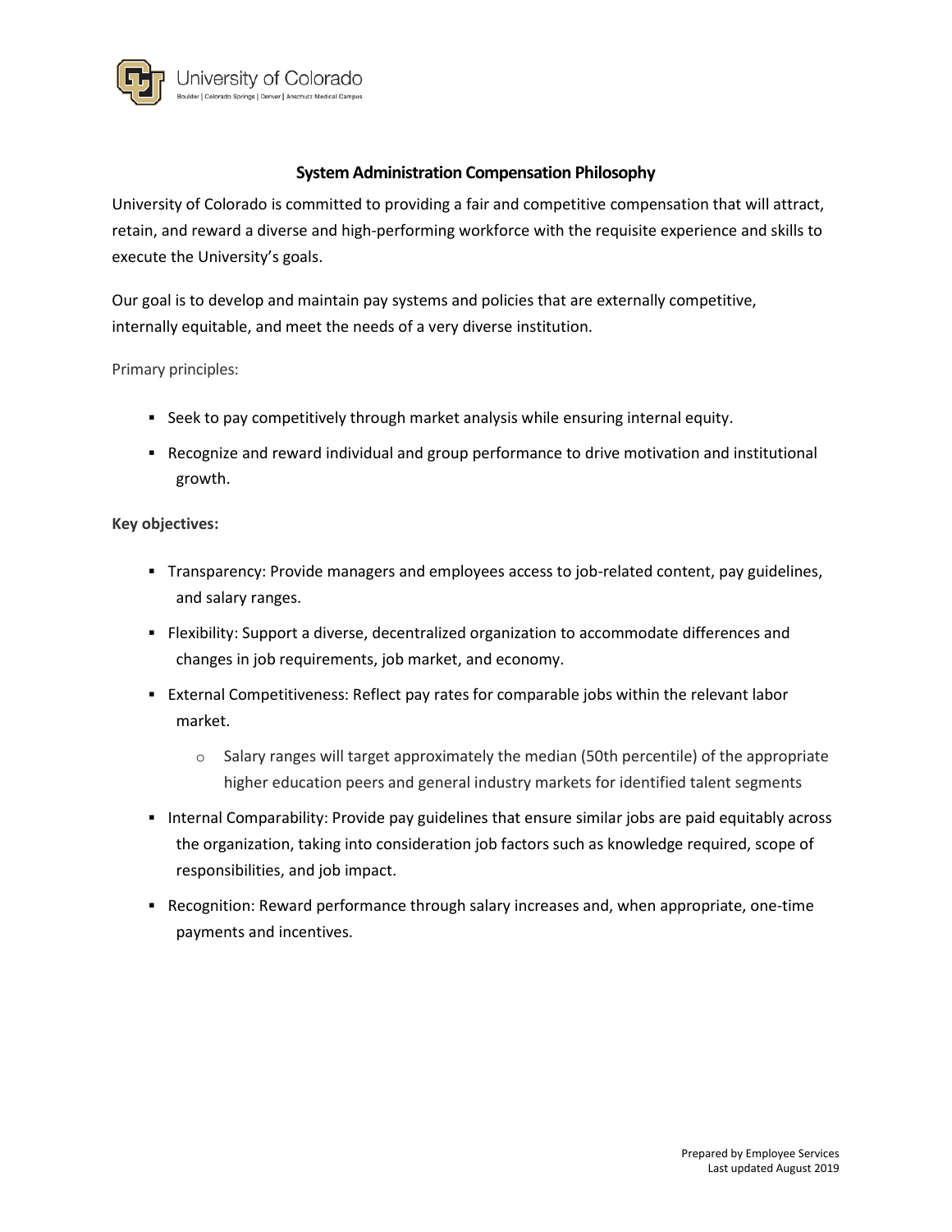University of Colorado

Boulder | Colorado Springs | Denver | Anschutz Medical Campus

# System Administration Compensation Philosophy

University of Colorado is committed to providing a fair and competitive compensation that will attract, retain, and reward a diverse and high-performing workforce with the requisite experience and skills to execute the University's goals.

Our goal is to develop and maintain pay systems and policies that are externally competitive, internally equitable, and meet the needs of a very diverse institution.

Primary principles:

- Seek to pay competitively through market analysis while ensuring internal equity.
- Recognize and reward individual and group performance to drive motivation and institutional growth.

**Key objectives:**

- Transparency: Provide managers and employees access to job-related content, pay guidelines, and salary ranges.
- Flexibility: Support a diverse, decentralized organization to accommodate differences and changes in job requirements, job market, and economy.
- External Competitiveness: Reflect pay rates for comparable jobs within the relevant labor market.
  - Salary ranges will target approximately the median (50th percentile) of the appropriate higher education peers and general industry markets for identified talent segments
- Internal Comparability: Provide pay guidelines that ensure similar jobs are paid equitably across the organization, taking into consideration job factors such as knowledge required, scope of responsibilities, and job impact.
- Recognition: Reward performance through salary increases and, when appropriate, one-time payments and incentives.

Prepared by Employee Services
Last updated August 2019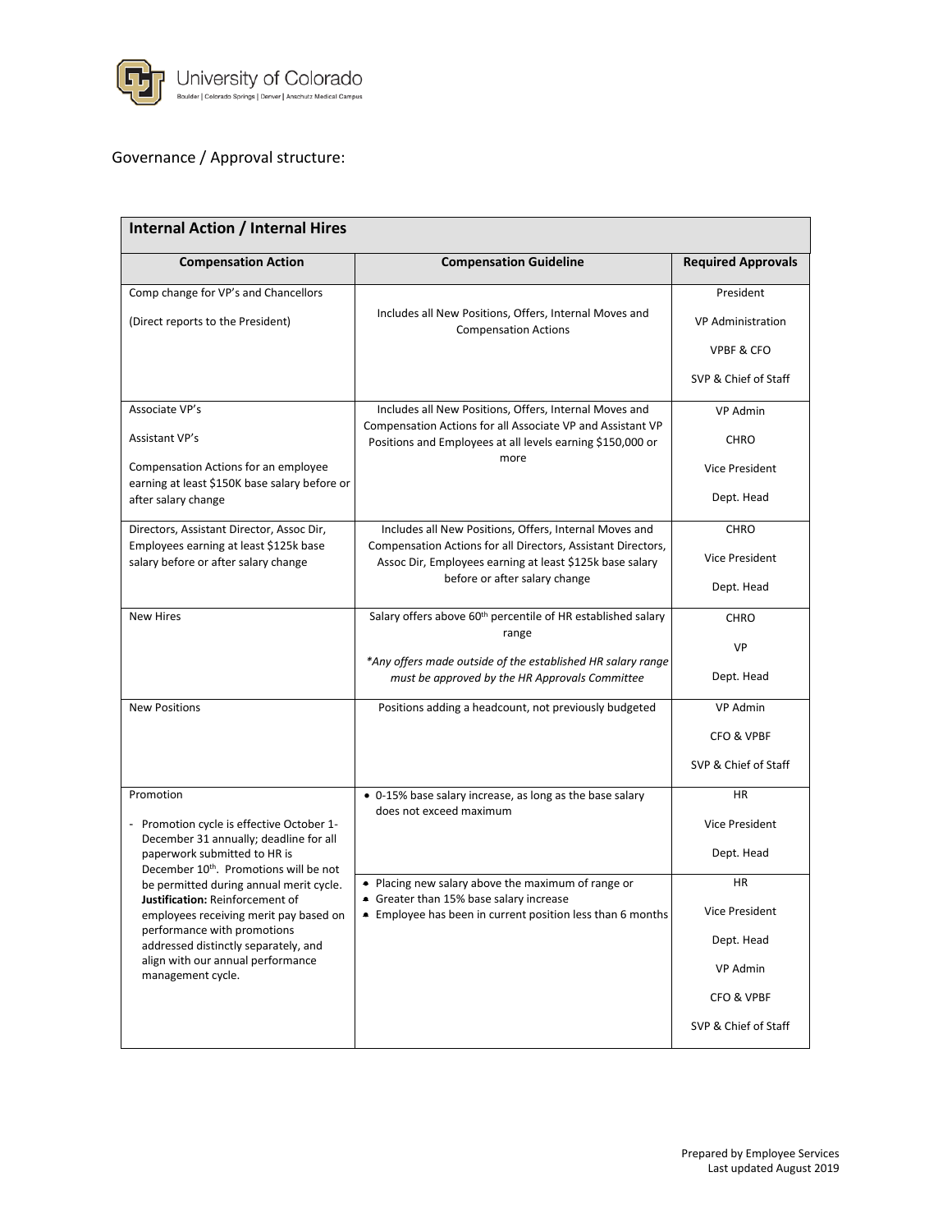Governance / Approval structure:

**Internal Action / Internal Hires**

| Compensation Action | Compensation Guideline | Required Approvals |
|---|---|---|
| Comp change for VP's and Chancellors<br><br>(Direct reports to the President) | Includes all New Positions, Offers, Internal Moves and Compensation Actions | President<br><br>VP Administration<br><br>VPBF & CFO<br><br>SVP & Chief of Staff |
| Associate VP's<br><br>Assistant VP's<br><br>Compensation Actions for an employee earning at least $150K base salary before or after salary change | Includes all New Positions, Offers, Internal Moves and Compensation Actions for all Associate VP and Assistant VP Positions and Employees at all levels earning $150,000 or more | VP Admin<br><br>CHRO<br><br>Vice President<br><br>Dept. Head |
| Directors, Assistant Director, Assoc Dir, Employees earning at least $125k base salary before or after salary change | Includes all New Positions, Offers, Internal Moves and Compensation Actions for all Directors, Assistant Directors, Assoc Dir, Employees earning at least $125k base salary before or after salary change | CHRO<br><br>Vice President<br><br>Dept. Head |
| New Hires | Salary offers above 60th percentile of HR established salary range<br><br>*\*Any offers made outside of the established HR salary range must be approved by the HR Approvals Committee* | CHRO<br><br>VP<br><br>Dept. Head |
| New Positions | Positions adding a headcount, not previously budgeted | VP Admin<br><br>CFO & VPBF<br><br>SVP & Chief of Staff |
| Promotion<br><br>- Promotion cycle is effective October 1-December 31 annually; deadline for all paperwork submitted to HR is December 10th. Promotions will be not be permitted during annual merit cycle. **Justification:** Reinforcement of employees receiving merit pay based on performance with promotions addressed distinctly separately, and align with our annual performance management cycle. | • 0-15% base salary increase, as long as the base salary does not exceed maximum | HR<br><br>Vice President<br><br>Dept. Head |
| | • Placing new salary above the maximum of range or<br>• Greater than 15% base salary increase<br>• Employee has been in current position less than 6 months | HR<br><br>Vice President<br><br>Dept. Head<br><br>VP Admin<br><br>CFO & VPBF<br><br>SVP & Chief of Staff |

Prepared by Employee Services
Last updated August 2019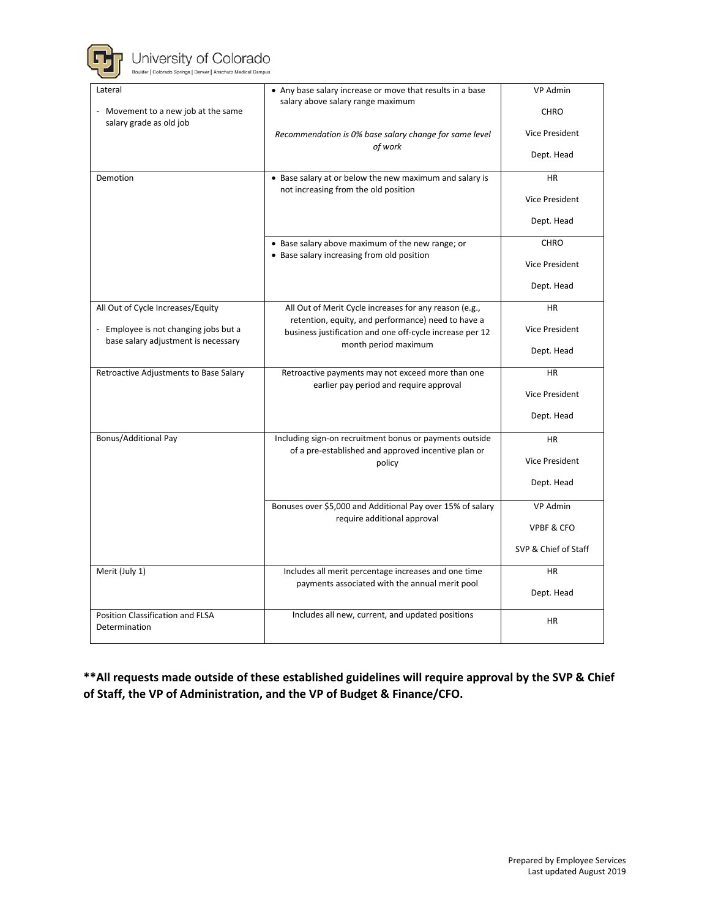| | | |
|---|---|---|
| Lateral<br><br>- Movement to a new job at the same salary grade as old job | • Any base salary increase or move that results in a base salary above salary range maximum<br><br>*Recommendation is 0% base salary change for same level of work* | VP Admin<br><br>CHRO<br><br>Vice President<br><br>Dept. Head |
| Demotion | • Base salary at or below the new maximum and salary is not increasing from the old position | HR<br><br>Vice President<br><br>Dept. Head |
| | • Base salary above maximum of the new range; or<br>• Base salary increasing from old position | CHRO<br><br>Vice President<br><br>Dept. Head |
| All Out of Cycle Increases/Equity<br><br>- Employee is not changing jobs but a base salary adjustment is necessary | All Out of Merit Cycle increases for any reason (e.g., retention, equity, and performance) need to have a business justification and one off-cycle increase per 12 month period maximum | HR<br><br>Vice President<br><br>Dept. Head |
| Retroactive Adjustments to Base Salary | Retroactive payments may not exceed more than one earlier pay period and require approval | HR<br><br>Vice President<br><br>Dept. Head |
| Bonus/Additional Pay | Including sign-on recruitment bonus or payments outside of a pre-established and approved incentive plan or policy | HR<br><br>Vice President<br><br>Dept. Head |
| | Bonuses over $5,000 and Additional Pay over 15% of salary require additional approval | VP Admin<br><br>VPBF & CFO<br><br>SVP & Chief of Staff |
| Merit (July 1) | Includes all merit percentage increases and one time payments associated with the annual merit pool | HR<br><br>Dept. Head |
| Position Classification and FLSA Determination | Includes all new, current, and updated positions | HR |

**\*\*All requests made outside of these established guidelines will require approval by the SVP & Chief of Staff, the VP of Administration, and the VP of Budget & Finance/CFO.**

Prepared by Employee Services
Last updated August 2019